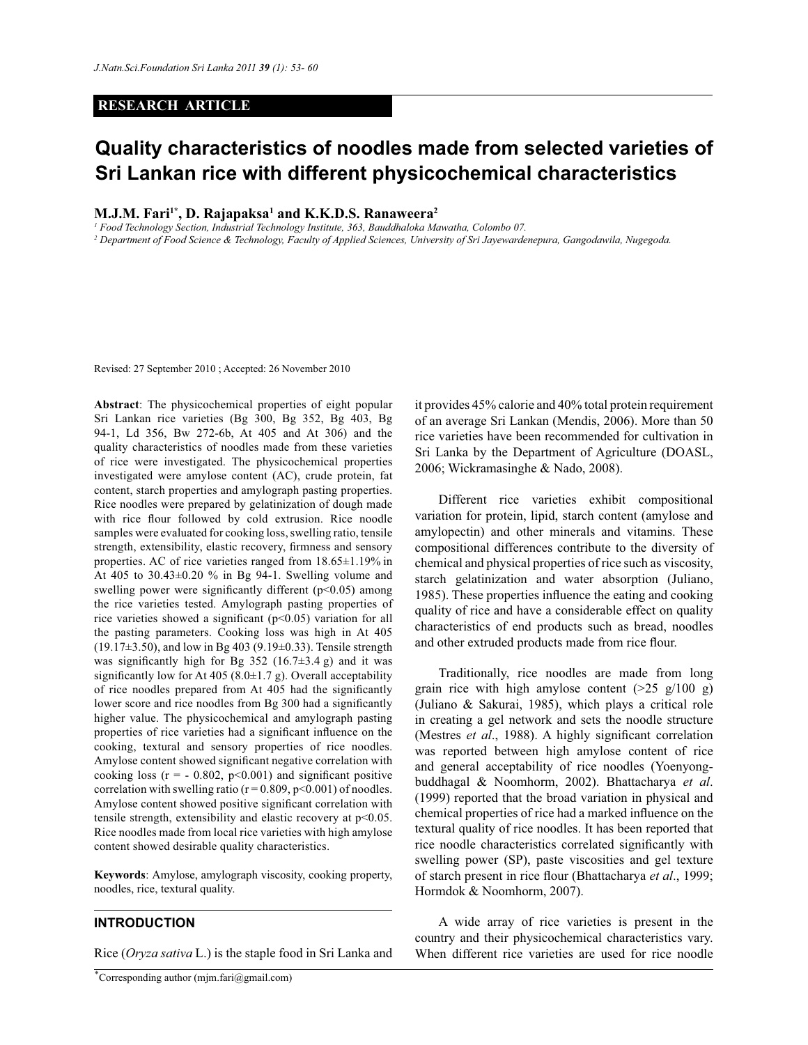RESEARCH ARTICLE

# Quality characteristics of noodles made from selected varieties of Sri Lankan rice with different physicochemical characteristics

**M.J.M. Fari[1*], D. Rajapaksa[1] and K.K.D.S. Ranaweera[2]**

[1] *Food Technology Section, Industrial Technology Institute, 363, Bauddhaloka Mawatha, Colombo 07.*

[2] *Department of Food Science & Technology, Faculty of Applied Sciences, University of Sri Jayewardenepura, Gangodawila, Nugegoda.*

Revised: 27 September 2010 ; Accepted: 26 November 2010

**Abstract**: The physicochemical properties of eight popular Sri Lankan rice varieties (Bg 300, Bg 352, Bg 403, Bg 94-1, Ld 356, Bw 272-6b, At 405 and At 306) and the quality characteristics of noodles made from these varieties of rice were investigated. The physicochemical properties investigated were amylose content (AC), crude protein, fat content, starch properties and amylograph pasting properties. Rice noodles were prepared by gelatinization of dough made with rice flour followed by cold extrusion. Rice noodle samples were evaluated for cooking loss, swelling ratio, tensile strength, extensibility, elastic recovery, firmness and sensory properties. AC of rice varieties ranged from 18.65±1.19% in At 405 to 30.43±0.20 % in Bg 94-1. Swelling volume and swelling power were significantly different ($p<0.05$) among the rice varieties tested. Amylograph pasting properties of rice varieties showed a significant ($p<0.05$) variation for all the pasting parameters. Cooking loss was high in At 405 (19.17±3.50), and low in Bg 403 (9.19±0.33). Tensile strength was significantly high for Bg 352 (16.7±3.4 g) and it was significantly low for At 405 (8.0±1.7 g). Overall acceptability of rice noodles prepared from At 405 had the significantly lower score and rice noodles from Bg 300 had a significantly higher value. The physicochemical and amylograph pasting properties of rice varieties had a significant influence on the cooking, textural and sensory properties of rice noodles. Amylose content showed significant negative correlation with cooking loss ($r = -0.802$, $p<0.001$) and significant positive correlation with swelling ratio ($r = 0.809$, $p<0.001$) of noodles. Amylose content showed positive significant correlation with tensile strength, extensibility and elastic recovery at $p<0.05$. Rice noodles made from local rice varieties with high amylose content showed desirable quality characteristics.

**Keywords**: Amylose, amylograph viscosity, cooking property, noodles, rice, textural quality.

## INTRODUCTION

Rice (*Oryza sativa* L.) is the staple food in Sri Lanka and it provides 45% calorie and 40% total protein requirement of an average Sri Lankan (Mendis, 2006). More than 50 rice varieties have been recommended for cultivation in Sri Lanka by the Department of Agriculture (DOASL, 2006; Wickramasinghe & Nado, 2008).

Different rice varieties exhibit compositional variation for protein, lipid, starch content (amylose and amylopectin) and other minerals and vitamins. These compositional differences contribute to the diversity of chemical and physical properties of rice such as viscosity, starch gelatinization and water absorption (Juliano, 1985). These properties influence the eating and cooking quality of rice and have a considerable effect on quality characteristics of end products such as bread, noodles and other extruded products made from rice flour.

Traditionally, rice noodles are made from long grain rice with high amylose content (>25 g/100 g) (Juliano & Sakurai, 1985), which plays a critical role in creating a gel network and sets the noodle structure (Mestres *et al*., 1988). A highly significant correlation was reported between high amylose content of rice and general acceptability of rice noodles (Yoenyong-buddhagal & Noomhorm, 2002). Bhattacharya *et al*. (1999) reported that the broad variation in physical and chemical properties of rice had a marked influence on the textural quality of rice noodles. It has been reported that rice noodle characteristics correlated significantly with swelling power (SP), paste viscosities and gel texture of starch present in rice flour (Bhattacharya *et al*., 1999; Hormdok & Noomhorm, 2007).

A wide array of rice varieties is present in the country and their physicochemical characteristics vary. When different rice varieties are used for rice noodle

*Corresponding author (mjm.fari@gmail.com)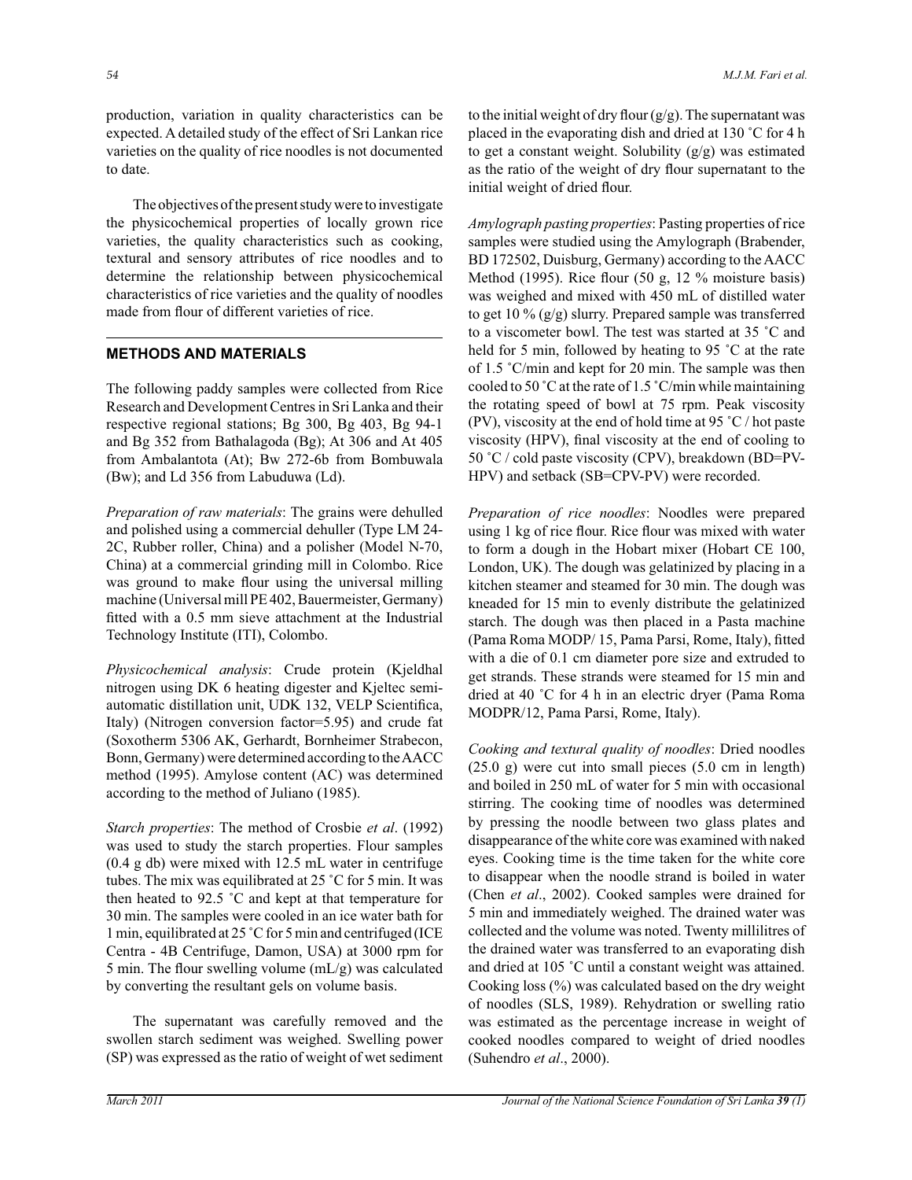production, variation in quality characteristics can be expected. A detailed study of the effect of Sri Lankan rice varieties on the quality of rice noodles is not documented to date.

The objectives of the present study were to investigate the physicochemical properties of locally grown rice varieties, the quality characteristics such as cooking, textural and sensory attributes of rice noodles and to determine the relationship between physicochemical characteristics of rice varieties and the quality of noodles made from flour of different varieties of rice.

## METHODS AND MATERIALS

The following paddy samples were collected from Rice Research and Development Centres in Sri Lanka and their respective regional stations; Bg 300, Bg 403, Bg 94-1 and Bg 352 from Bathalagoda (Bg); At 306 and At 405 from Ambalantota (At); Bw 272-6b from Bombuwala (Bw); and Ld 356 from Labuduwa (Ld).

*Preparation of raw materials*: The grains were dehulled and polished using a commercial dehuller (Type LM 24-2C, Rubber roller, China) and a polisher (Model N-70, China) at a commercial grinding mill in Colombo. Rice was ground to make flour using the universal milling machine (Universal mill PE 402, Bauermeister, Germany) fitted with a 0.5 mm sieve attachment at the Industrial Technology Institute (ITI), Colombo.

*Physicochemical analysis*: Crude protein (Kjeldhal nitrogen using DK 6 heating digester and Kjeltec semi-automatic distillation unit, UDK 132, VELP Scientifica, Italy) (Nitrogen conversion factor=5.95) and crude fat (Soxotherm 5306 AK, Gerhardt, Bornheimer Strabecon, Bonn, Germany) were determined according to the AACC method (1995). Amylose content (AC) was determined according to the method of Juliano (1985).

*Starch properties*: The method of Crosbie *et al*. (1992) was used to study the starch properties. Flour samples (0.4 g db) were mixed with 12.5 mL water in centrifuge tubes. The mix was equilibrated at 25 ˚C for 5 min. It was then heated to 92.5 ˚C and kept at that temperature for 30 min. The samples were cooled in an ice water bath for 1 min, equilibrated at 25 ˚C for 5 min and centrifuged (ICE Centra - 4B Centrifuge, Damon, USA) at 3000 rpm for 5 min. The flour swelling volume (mL/g) was calculated by converting the resultant gels on volume basis.

The supernatant was carefully removed and the swollen starch sediment was weighed. Swelling power (SP) was expressed as the ratio of weight of wet sediment to the initial weight of dry flour (g/g). The supernatant was placed in the evaporating dish and dried at 130 ˚C for 4 h to get a constant weight. Solubility (g/g) was estimated as the ratio of the weight of dry flour supernatant to the initial weight of dried flour.

*Amylograph pasting properties*: Pasting properties of rice samples were studied using the Amylograph (Brabender, BD 172502, Duisburg, Germany) according to the AACC Method (1995). Rice flour (50 g, 12 % moisture basis) was weighed and mixed with 450 mL of distilled water to get 10 % (g/g) slurry. Prepared sample was transferred to a viscometer bowl. The test was started at 35 ˚C and held for 5 min, followed by heating to 95 ˚C at the rate of 1.5 ˚C/min and kept for 20 min. The sample was then cooled to 50 ˚C at the rate of 1.5 ˚C/min while maintaining the rotating speed of bowl at 75 rpm. Peak viscosity (PV), viscosity at the end of hold time at 95 ˚C / hot paste viscosity (HPV), final viscosity at the end of cooling to 50 ˚C / cold paste viscosity (CPV), breakdown (BD=PV-HPV) and setback (SB=CPV-PV) were recorded.

*Preparation of rice noodles*: Noodles were prepared using 1 kg of rice flour. Rice flour was mixed with water to form a dough in the Hobart mixer (Hobart CE 100, London, UK). The dough was gelatinized by placing in a kitchen steamer and steamed for 30 min. The dough was kneaded for 15 min to evenly distribute the gelatinized starch. The dough was then placed in a Pasta machine (Pama Roma MODP/ 15, Pama Parsi, Rome, Italy), fitted with a die of 0.1 cm diameter pore size and extruded to get strands. These strands were steamed for 15 min and dried at 40 ˚C for 4 h in an electric dryer (Pama Roma MODPR/12, Pama Parsi, Rome, Italy).

*Cooking and textural quality of noodles*: Dried noodles (25.0 g) were cut into small pieces (5.0 cm in length) and boiled in 250 mL of water for 5 min with occasional stirring. The cooking time of noodles was determined by pressing the noodle between two glass plates and disappearance of the white core was examined with naked eyes. Cooking time is the time taken for the white core to disappear when the noodle strand is boiled in water (Chen *et al*., 2002). Cooked samples were drained for 5 min and immediately weighed. The drained water was collected and the volume was noted. Twenty millilitres of the drained water was transferred to an evaporating dish and dried at 105 ˚C until a constant weight was attained. Cooking loss (%) was calculated based on the dry weight of noodles (SLS, 1989). Rehydration or swelling ratio was estimated as the percentage increase in weight of cooked noodles compared to weight of dried noodles (Suhendro *et al*., 2000).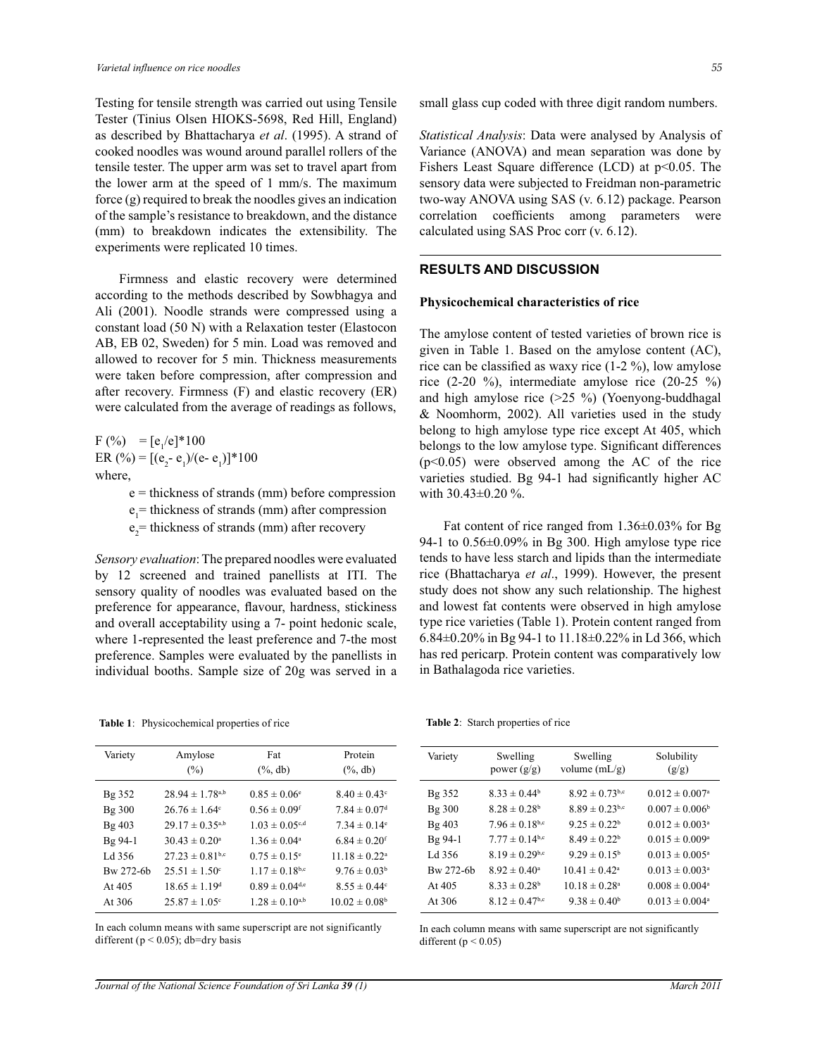Testing for tensile strength was carried out using Tensile Tester (Tinius Olsen HIOKS-5698, Red Hill, England) as described by Bhattacharya *et al*. (1995). A strand of cooked noodles was wound around parallel rollers of the tensile tester. The upper arm was set to travel apart from the lower arm at the speed of 1 mm/s. The maximum force (g) required to break the noodles gives an indication of the sample's resistance to breakdown, and the distance (mm) to breakdown indicates the extensibility. The experiments were replicated 10 times.

Firmness and elastic recovery were determined according to the methods described by Sowbhagya and Ali (2001). Noodle strands were compressed using a constant load (50 N) with a Relaxation tester (Elastocon AB, EB 02, Sweden) for 5 min. Load was removed and allowed to recover for 5 min. Thickness measurements were taken before compression, after compression and after recovery. Firmness (F) and elastic recovery (ER) were calculated from the average of readings as follows,

$$F (\%) = [e_1/e]*100$$

$$ER (\%) = [(e_2 - e_1)/(e - e_1)]*100$$

where,

$e$ = thickness of strands (mm) before compression

$e_1$ = thickness of strands (mm) after compression

$e_2$ = thickness of strands (mm) after recovery

*Sensory evaluation*: The prepared noodles were evaluated by 12 screened and trained panellists at ITI. The sensory quality of noodles was evaluated based on the preference for appearance, flavour, hardness, stickiness and overall acceptability using a 7- point hedonic scale, where 1-represented the least preference and 7-the most preference. Samples were evaluated by the panellists in individual booths. Sample size of 20g was served in a small glass cup coded with three digit random numbers.

*Statistical Analysis*: Data were analysed by Analysis of Variance (ANOVA) and mean separation was done by Fishers Least Square difference (LCD) at $p<0.05$. The sensory data were subjected to Freidman non-parametric two-way ANOVA using SAS (v. 6.12) package. Pearson correlation coefficients among parameters were calculated using SAS Proc corr (v. 6.12).

## RESULTS AND DISCUSSION

### Physicochemical characteristics of rice

The amylose content of tested varieties of brown rice is given in Table 1. Based on the amylose content (AC), rice can be classified as waxy rice (1-2 %), low amylose rice (2-20 %), intermediate amylose rice (20-25 %) and high amylose rice (>25 %) (Yoenyong-buddhagal & Noomhorm, 2002). All varieties used in the study belong to high amylose type rice except At 405, which belongs to the low amylose type. Significant differences ($p<0.05$) were observed among the AC of the rice varieties studied. Bg 94-1 had significantly higher AC with 30.43±0.20 %.

Fat content of rice ranged from 1.36±0.03% for Bg 94-1 to 0.56±0.09% in Bg 300. High amylose type rice tends to have less starch and lipids than the intermediate rice (Bhattacharya *et al*., 1999). However, the present study does not show any such relationship. The highest and lowest fat contents were observed in high amylose type rice varieties (Table 1). Protein content ranged from 6.84±0.20% in Bg 94-1 to 11.18±0.22% in Ld 366, which has red pericarp. Protein content was comparatively low in Bathalagoda rice varieties.

**Table 1**: Physicochemical properties of rice

| Variety | Amylose (%) | Fat (%, db) | Protein (%, db) |
|---|---|---|---|
| Bg 352 | $28.94 \pm 1.78^{a,b}$ | $0.85 \pm 0.06^{e}$ | $8.40 \pm 0.43^{c}$ |
| Bg 300 | $26.76 \pm 1.64^{c}$ | $0.56 \pm 0.09^{f}$ | $7.84 \pm 0.07^{d}$ |
| Bg 403 | $29.17 \pm 0.35^{a,b}$ | $1.03 \pm 0.05^{c,d}$ | $7.34 \pm 0.14^{e}$ |
| Bg 94-1 | $30.43 \pm 0.20^{a}$ | $1.36 \pm 0.04^{a}$ | $6.84 \pm 0.20^{f}$ |
| Ld 356 | $27.23 \pm 0.81^{b,c}$ | $0.75 \pm 0.15^{e}$ | $11.18 \pm 0.22^{a}$ |
| Bw 272-6b | $25.51 \pm 1.50^{c}$ | $1.17 \pm 0.18^{b,c}$ | $9.76 \pm 0.03^{b}$ |
| At 405 | $18.65 \pm 1.19^{d}$ | $0.89 \pm 0.04^{d,e}$ | $8.55 \pm 0.44^{c}$ |
| At 306 | $25.87 \pm 1.05^{c}$ | $1.28 \pm 0.10^{a,b}$ | $10.02 \pm 0.08^{b}$ |

In each column means with same superscript are not significantly different ($p < 0.05$); db=dry basis

**Table 2**: Starch properties of rice

| Variety | Swelling power (g/g) | Swelling volume (mL/g) | Solubility (g/g) |
|---|---|---|---|
| Bg 352 | $8.33 \pm 0.44^{b}$ | $8.92 \pm 0.73^{b,c}$ | $0.012 \pm 0.007^{a}$ |
| Bg 300 | $8.28 \pm 0.28^{b}$ | $8.89 \pm 0.23^{b,c}$ | $0.007 \pm 0.006^{b}$ |
| Bg 403 | $7.96 \pm 0.18^{b,c}$ | $9.25 \pm 0.22^{b}$ | $0.012 \pm 0.003^{a}$ |
| Bg 94-1 | $7.77 \pm 0.14^{b,c}$ | $8.49 \pm 0.22^{b}$ | $0.015 \pm 0.009^{a}$ |
| Ld 356 | $8.19 \pm 0.29^{b,c}$ | $9.29 \pm 0.15^{b}$ | $0.013 \pm 0.005^{a}$ |
| Bw 272-6b | $8.92 \pm 0.40^{a}$ | $10.41 \pm 0.42^{a}$ | $0.013 \pm 0.003^{a}$ |
| At 405 | $8.33 \pm 0.28^{b}$ | $10.18 \pm 0.28^{a}$ | $0.008 \pm 0.004^{a}$ |
| At 306 | $8.12 \pm 0.47^{b,c}$ | $9.38 \pm 0.40^{b}$ | $0.013 \pm 0.004^{a}$ |

In each column means with same superscript are not significantly different ($p < 0.05$)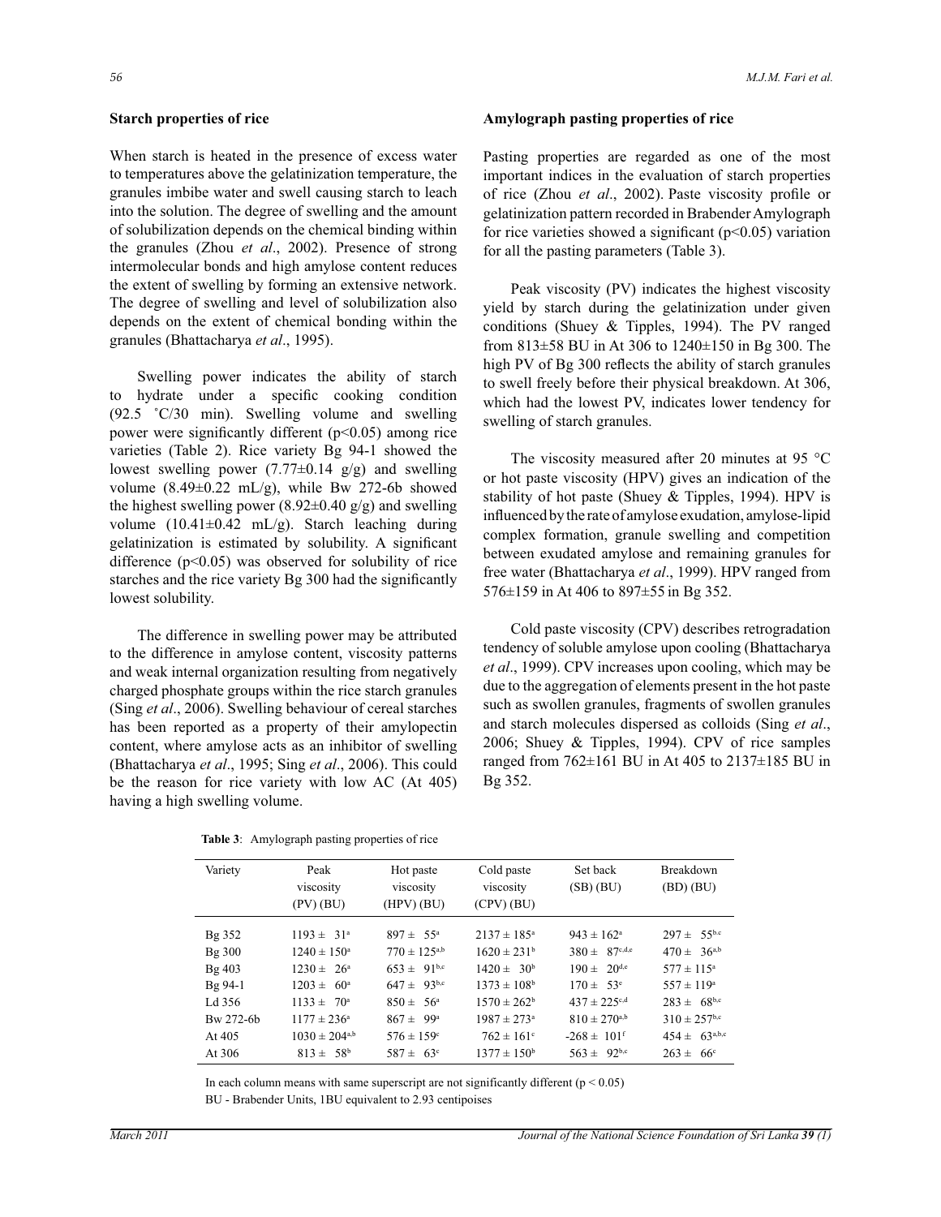## Starch properties of rice

When starch is heated in the presence of excess water to temperatures above the gelatinization temperature, the granules imbibe water and swell causing starch to leach into the solution. The degree of swelling and the amount of solubilization depends on the chemical binding within the granules (Zhou *et al*., 2002). Presence of strong intermolecular bonds and high amylose content reduces the extent of swelling by forming an extensive network. The degree of swelling and level of solubilization also depends on the extent of chemical bonding within the granules (Bhattacharya *et al*., 1995).

Swelling power indicates the ability of starch to hydrate under a specific cooking condition (92.5 ˚C/30 min). Swelling volume and swelling power were significantly different ($p<0.05$) among rice varieties (Table 2). Rice variety Bg 94-1 showed the lowest swelling power (7.77±0.14 g/g) and swelling volume (8.49±0.22 mL/g), while Bw 272-6b showed the highest swelling power (8.92±0.40 g/g) and swelling volume (10.41±0.42 mL/g). Starch leaching during gelatinization is estimated by solubility. A significant difference ($p<0.05$) was observed for solubility of rice starches and the rice variety Bg 300 had the significantly lowest solubility.

The difference in swelling power may be attributed to the difference in amylose content, viscosity patterns and weak internal organization resulting from negatively charged phosphate groups within the rice starch granules (Sing *et al*., 2006). Swelling behaviour of cereal starches has been reported as a property of their amylopectin content, where amylose acts as an inhibitor of swelling (Bhattacharya *et al*., 1995; Sing *et al*., 2006). This could be the reason for rice variety with low AC (At 405) having a high swelling volume.

## Amylograph pasting properties of rice

Pasting properties are regarded as one of the most important indices in the evaluation of starch properties of rice (Zhou *et al*., 2002). Paste viscosity profile or gelatinization pattern recorded in Brabender Amylograph for rice varieties showed a significant ($p<0.05$) variation for all the pasting parameters (Table 3).

Peak viscosity (PV) indicates the highest viscosity yield by starch during the gelatinization under given conditions (Shuey & Tipples, 1994). The PV ranged from 813±58 BU in At 306 to 1240±150 in Bg 300. The high PV of Bg 300 reflects the ability of starch granules to swell freely before their physical breakdown. At 306, which had the lowest PV, indicates lower tendency for swelling of starch granules.

The viscosity measured after 20 minutes at 95 °C or hot paste viscosity (HPV) gives an indication of the stability of hot paste (Shuey & Tipples, 1994). HPV is influenced by the rate of amylose exudation, amylose-lipid complex formation, granule swelling and competition between exudated amylose and remaining granules for free water (Bhattacharya *et al*., 1999). HPV ranged from 576±159 in At 406 to 897±55 in Bg 352.

Cold paste viscosity (CPV) describes retrogradation tendency of soluble amylose upon cooling (Bhattacharya *et al*., 1999). CPV increases upon cooling, which may be due to the aggregation of elements present in the hot paste such as swollen granules, fragments of swollen granules and starch molecules dispersed as colloids (Sing *et al*., 2006; Shuey & Tipples, 1994). CPV of rice samples ranged from 762±161 BU in At 405 to 2137±185 BU in Bg 352.

**Table 3**: Amylograph pasting properties of rice

| Variety | Peak viscosity (PV) (BU) | Hot paste viscosity (HPV) (BU) | Cold paste viscosity (CPV) (BU) | Set back (SB) (BU) | Breakdown (BD) (BU) |
|---|---|---|---|---|---|
| Bg 352 | 1193 ± 31$^{a}$ | 897 ± 55$^{a}$ | 2137 ± 185$^{a}$ | 943 ± 162$^{a}$ | 297 ± 55$^{b,c}$ |
| Bg 300 | 1240 ± 150$^{a}$ | 770 ± 125$^{a,b}$ | 1620 ± 231$^{b}$ | 380 ± 87$^{c,d,e}$ | 470 ± 36$^{a,b}$ |
| Bg 403 | 1230 ± 26$^{a}$ | 653 ± 91$^{b,c}$ | 1420 ± 30$^{b}$ | 190 ± 20$^{d,e}$ | 577 ± 115$^{a}$ |
| Bg 94-1 | 1203 ± 60$^{a}$ | 647 ± 93$^{b,c}$ | 1373 ± 108$^{b}$ | 170 ± 53$^{e}$ | 557 ± 119$^{a}$ |
| Ld 356 | 1133 ± 70$^{a}$ | 850 ± 56$^{a}$ | 1570 ± 262$^{b}$ | 437 ± 225$^{c,d}$ | 283 ± 68$^{b,c}$ |
| Bw 272-6b | 1177 ± 236$^{a}$ | 867 ± 99$^{a}$ | 1987 ± 273$^{a}$ | 810 ± 270$^{a,b}$ | 310 ± 257$^{b,c}$ |
| At 405 | 1030 ± 204$^{a,b}$ | 576 ± 159$^{c}$ | 762 ± 161$^{c}$ | -268 ± 101$^{f}$ | 454 ± 63$^{a,b,c}$ |
| At 306 | 813 ± 58$^{b}$ | 587 ± 63$^{c}$ | 1377 ± 150$^{b}$ | 563 ± 92$^{b,c}$ | 263 ± 66$^{c}$ |

In each column means with same superscript are not significantly different ($p < 0.05$)

BU - Brabender Units, 1BU equivalent to 2.93 centipoises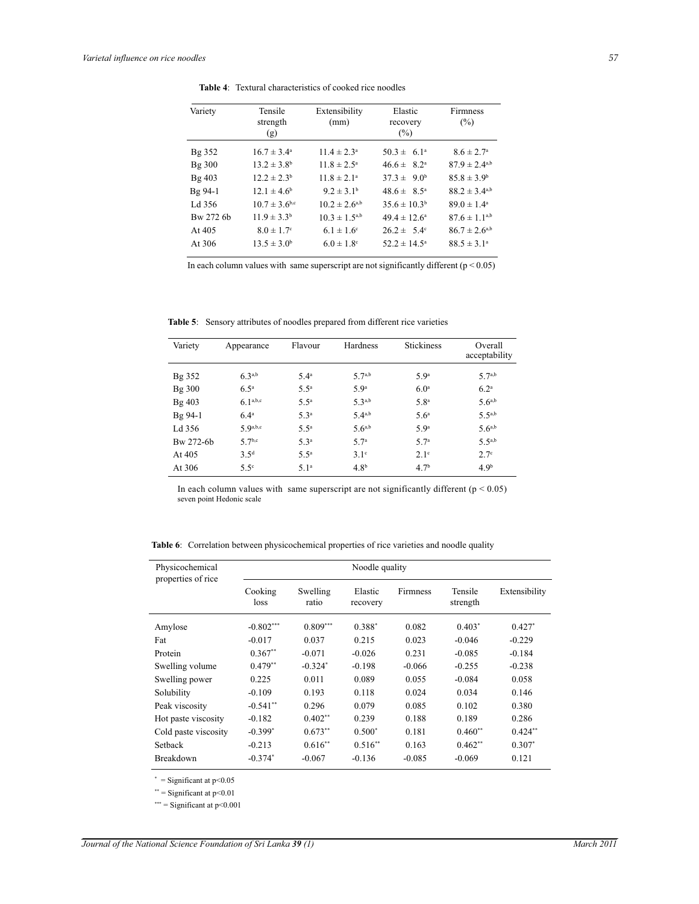**Table 4**: Textural characteristics of cooked rice noodles

| Variety | Tensile strength (g) | Extensibility (mm) | Elastic recovery (%) | Firmness (%) |
|---|---|---|---|---|
| Bg 352 | $16.7 \pm 3.4^{a}$ | $11.4 \pm 2.3^{a}$ | $50.3 \pm 6.1^{a}$ | $8.6 \pm 2.7^{a}$ |
| Bg 300 | $13.2 \pm 3.8^{b}$ | $11.8 \pm 2.5^{a}$ | $46.6 \pm 8.2^{a}$ | $87.9 \pm 2.4^{a,b}$ |
| Bg 403 | $12.2 \pm 2.3^{b}$ | $11.8 \pm 2.1^{a}$ | $37.3 \pm 9.0^{b}$ | $85.8 \pm 3.9^{b}$ |
| Bg 94-1 | $12.1 \pm 4.6^{b}$ | $9.2 \pm 3.1^{b}$ | $48.6 \pm 8.5^{a}$ | $88.2 \pm 3.4^{a,b}$ |
| Ld 356 | $10.7 \pm 3.6^{b,c}$ | $10.2 \pm 2.6^{a,b}$ | $35.6 \pm 10.3^{b}$ | $89.0 \pm 1.4^{a}$ |
| Bw 272 6b | $11.9 \pm 3.3^{b}$ | $10.3 \pm 1.5^{a,b}$ | $49.4 \pm 12.6^{a}$ | $87.6 \pm 1.1^{a,b}$ |
| At 405 | $8.0 \pm 1.7^{c}$ | $6.1 \pm 1.6^{c}$ | $26.2 \pm 5.4^{c}$ | $86.7 \pm 2.6^{a,b}$ |
| At 306 | $13.5 \pm 3.0^{b}$ | $6.0 \pm 1.8^{c}$ | $52.2 \pm 14.5^{a}$ | $88.5 \pm 3.1^{a}$ |

In each column values with same superscript are not significantly different ($p < 0.05$)

**Table 5**: Sensory attributes of noodles prepared from different rice varieties

| Variety | Appearance | Flavour | Hardness | Stickiness | Overall acceptability |
|---|---|---|---|---|---|
| Bg 352 | $6.3^{a,b}$ | $5.4^{a}$ | $5.7^{a,b}$ | $5.9^{a}$ | $5.7^{a,b}$ |
| Bg 300 | $6.5^{a}$ | $5.5^{a}$ | $5.9^{a}$ | $6.0^{a}$ | $6.2^{a}$ |
| Bg 403 | $6.1^{a,b,c}$ | $5.5^{a}$ | $5.3^{a,b}$ | $5.8^{a}$ | $5.6^{a,b}$ |
| Bg 94-1 | $6.4^{a}$ | $5.3^{a}$ | $5.4^{a,b}$ | $5.6^{a}$ | $5.5^{a,b}$ |
| Ld 356 | $5.9^{a,b,c}$ | $5.5^{a}$ | $5.6^{a,b}$ | $5.9^{a}$ | $5.6^{a,b}$ |
| Bw 272-6b | $5.7^{b,c}$ | $5.3^{a}$ | $5.7^{a}$ | $5.7^{a}$ | $5.5^{a,b}$ |
| At 405 | $3.5^{d}$ | $5.5^{a}$ | $3.1^{c}$ | $2.1^{c}$ | $2.7^{c}$ |
| At 306 | $5.5^{c}$ | $5.1^{a}$ | $4.8^{b}$ | $4.7^{b}$ | $4.9^{b}$ |

In each column values with same superscript are not significantly different ($p < 0.05$)
seven point Hedonic scale

**Table 6**: Correlation between physicochemical properties of rice varieties and noodle quality

| Physicochemical properties of rice | Noodle quality | | | | | |
|---|---|---|---|---|---|---|
| | Cooking loss | Swelling ratio | Elastic recovery | Firmness | Tensile strength | Extensibility |
| Amylose | $-0.802^{***}$ | $0.809^{***}$ | $0.388^{*}$ | 0.082 | $0.403^{*}$ | $0.427^{*}$ |
| Fat | -0.017 | 0.037 | 0.215 | 0.023 | -0.046 | -0.229 |
| Protein | $0.367^{**}$ | -0.071 | -0.026 | 0.231 | -0.085 | -0.184 |
| Swelling volume | $0.479^{**}$ | $-0.324^{*}$ | -0.198 | -0.066 | -0.255 | -0.238 |
| Swelling power | 0.225 | 0.011 | 0.089 | 0.055 | -0.084 | 0.058 |
| Solubility | -0.109 | 0.193 | 0.118 | 0.024 | 0.034 | 0.146 |
| Peak viscosity | $-0.541^{**}$ | 0.296 | 0.079 | 0.085 | 0.102 | 0.380 |
| Hot paste viscosity | -0.182 | $0.402^{**}$ | 0.239 | 0.188 | 0.189 | 0.286 |
| Cold paste viscosity | $-0.399^{*}$ | $0.673^{**}$ | $0.500^{*}$ | 0.181 | $0.460^{**}$ | $0.424^{**}$ |
| Setback | -0.213 | $0.616^{**}$ | $0.516^{**}$ | 0.163 | $0.462^{**}$ | $0.307^{*}$ |
| Breakdown | $-0.374^{*}$ | -0.067 | -0.136 | -0.085 | -0.069 | 0.121 |

$^{*}$ = Significant at $p<0.05$

$^{**}$ = Significant at $p<0.01$

$^{***}$ = Significant at $p<0.001$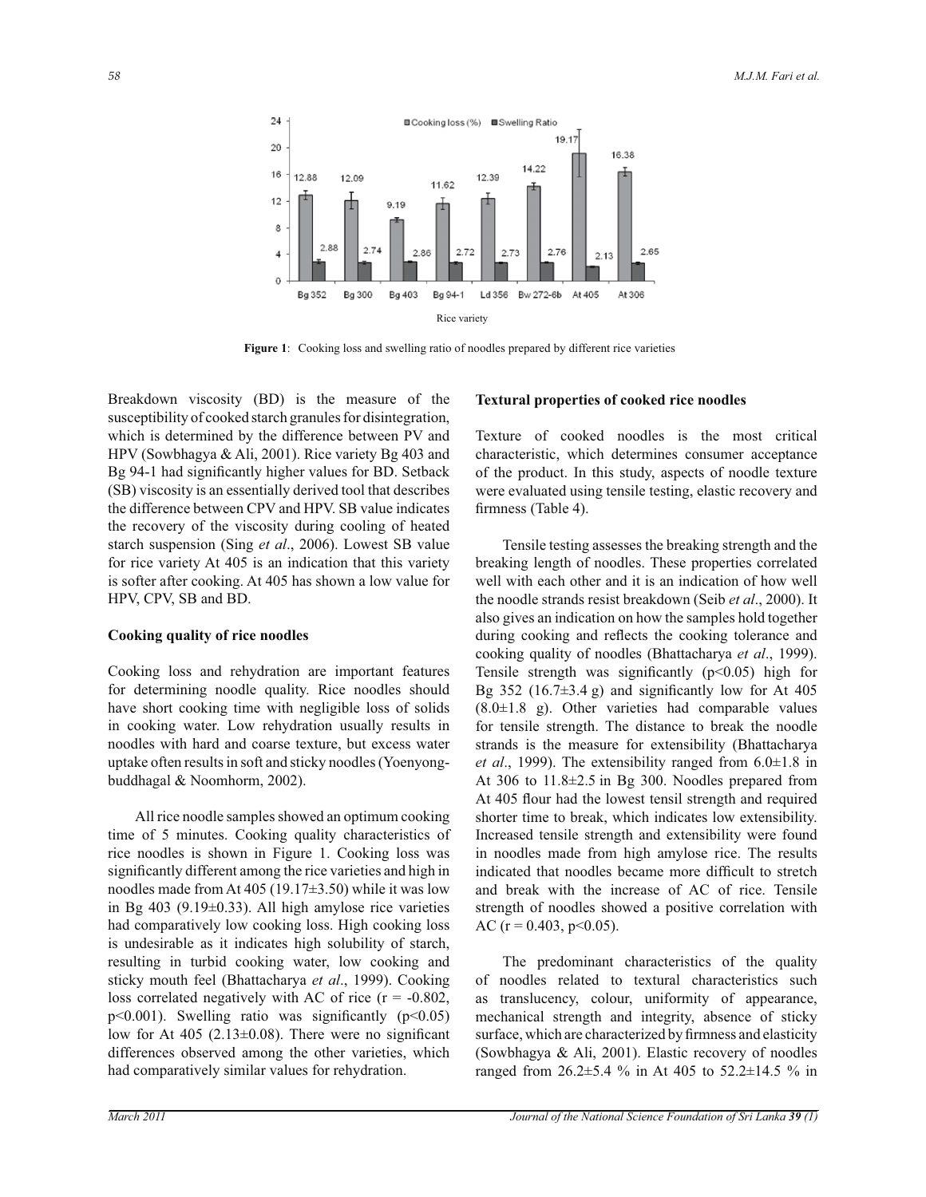Figure 1: Cooking loss and swelling ratio of noodles prepared by different rice varieties

Breakdown viscosity (BD) is the measure of the susceptibility of cooked starch granules for disintegration, which is determined by the difference between PV and HPV (Sowbhagya & Ali, 2001). Rice variety Bg 403 and Bg 94-1 had significantly higher values for BD. Setback (SB) viscosity is an essentially derived tool that describes the difference between CPV and HPV. SB value indicates the recovery of the viscosity during cooling of heated starch suspension (Sing *et al*., 2006). Lowest SB value for rice variety At 405 is an indication that this variety is softer after cooking. At 405 has shown a low value for HPV, CPV, SB and BD.

**Cooking quality of rice noodles**

Cooking loss and rehydration are important features for determining noodle quality. Rice noodles should have short cooking time with negligible loss of solids in cooking water. Low rehydration usually results in noodles with hard and coarse texture, but excess water uptake often results in soft and sticky noodles (Yoenyong-buddhagal & Noomhorm, 2002).

All rice noodle samples showed an optimum cooking time of 5 minutes. Cooking quality characteristics of rice noodles is shown in Figure 1. Cooking loss was significantly different among the rice varieties and high in noodles made from At 405 (19.17±3.50) while it was low in Bg 403 (9.19±0.33). All high amylose rice varieties had comparatively low cooking loss. High cooking loss is undesirable as it indicates high solubility of starch, resulting in turbid cooking water, low cooking and sticky mouth feel (Bhattacharya *et al*., 1999). Cooking loss correlated negatively with AC of rice ($r = -0.802$, $p<0.001$). Swelling ratio was significantly ($p<0.05$) low for At 405 (2.13±0.08). There were no significant differences observed among the other varieties, which had comparatively similar values for rehydration.

**Textural properties of cooked rice noodles**

Texture of cooked noodles is the most critical characteristic, which determines consumer acceptance of the product. In this study, aspects of noodle texture were evaluated using tensile testing, elastic recovery and firmness (Table 4).

Tensile testing assesses the breaking strength and the breaking length of noodles. These properties correlated well with each other and it is an indication of how well the noodle strands resist breakdown (Seib *et al*., 2000). It also gives an indication on how the samples hold together during cooking and reflects the cooking tolerance and cooking quality of noodles (Bhattacharya *et al*., 1999). Tensile strength was significantly ($p<0.05$) high for Bg 352 (16.7±3.4 g) and significantly low for At 405 (8.0±1.8 g). Other varieties had comparable values for tensile strength. The distance to break the noodle strands is the measure for extensibility (Bhattacharya *et al*., 1999). The extensibility ranged from 6.0±1.8 in At 306 to 11.8±2.5 in Bg 300. Noodles prepared from At 405 flour had the lowest tensil strength and required shorter time to break, which indicates low extensibility. Increased tensile strength and extensibility were found in noodles made from high amylose rice. The results indicated that noodles became more difficult to stretch and break with the increase of AC of rice. Tensile strength of noodles showed a positive correlation with AC ($r = 0.403$, $p<0.05$).

The predominant characteristics of the quality of noodles related to textural characteristics such as translucency, colour, uniformity of appearance, mechanical strength and integrity, absence of sticky surface, which are characterized by firmness and elasticity (Sowbhagya & Ali, 2001). Elastic recovery of noodles ranged from 26.2±5.4 % in At 405 to 52.2±14.5 % in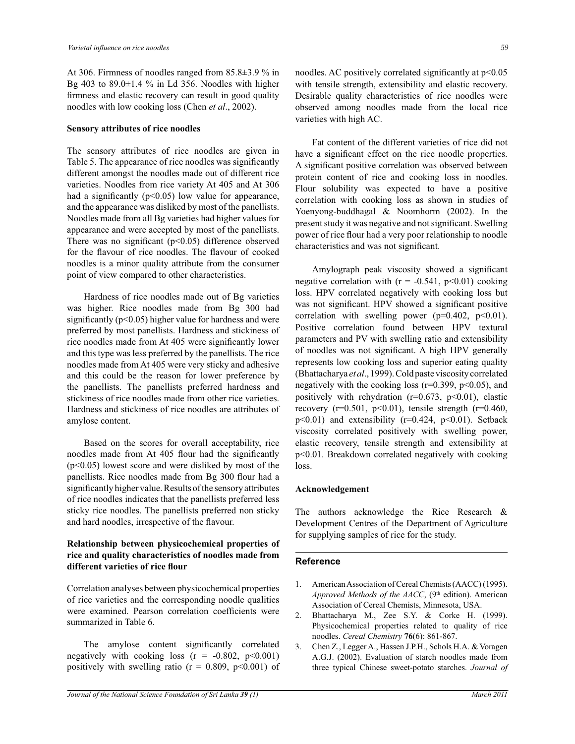At 306. Firmness of noodles ranged from 85.8±3.9 % in Bg 403 to 89.0±1.4 % in Ld 356. Noodles with higher firmness and elastic recovery can result in good quality noodles with low cooking loss (Chen *et al*., 2002).

**Sensory attributes of rice noodles**

The sensory attributes of rice noodles are given in Table 5. The appearance of rice noodles was significantly different amongst the noodles made out of different rice varieties. Noodles from rice variety At 405 and At 306 had a significantly ($p<0.05$) low value for appearance, and the appearance was disliked by most of the panellists. Noodles made from all Bg varieties had higher values for appearance and were accepted by most of the panellists. There was no significant ($p<0.05$) difference observed for the flavour of rice noodles. The flavour of cooked noodles is a minor quality attribute from the consumer point of view compared to other characteristics.

Hardness of rice noodles made out of Bg varieties was higher. Rice noodles made from Bg 300 had significantly ($p<0.05$) higher value for hardness and were preferred by most panellists. Hardness and stickiness of rice noodles made from At 405 were significantly lower and this type was less preferred by the panellists. The rice noodles made from At 405 were very sticky and adhesive and this could be the reason for lower preference by the panellists. The panellists preferred hardness and stickiness of rice noodles made from other rice varieties. Hardness and stickiness of rice noodles are attributes of amylose content.

Based on the scores for overall acceptability, rice noodles made from At 405 flour had the significantly ($p<0.05$) lowest score and were disliked by most of the panellists. Rice noodles made from Bg 300 flour had a significantly higher value. Results of the sensory attributes of rice noodles indicates that the panellists preferred less sticky rice noodles. The panellists preferred non sticky and hard noodles, irrespective of the flavour.

**Relationship between physicochemical properties of rice and quality characteristics of noodles made from different varieties of rice flour**

Correlation analyses between physicochemical properties of rice varieties and the corresponding noodle qualities were examined. Pearson correlation coefficients were summarized in Table 6.

The amylose content significantly correlated negatively with cooking loss ($r = -0.802$, $p<0.001$) positively with swelling ratio ($r = 0.809$, $p<0.001$) of noodles. AC positively correlated significantly at $p<0.05$ with tensile strength, extensibility and elastic recovery. Desirable quality characteristics of rice noodles were observed among noodles made from the local rice varieties with high AC.

Fat content of the different varieties of rice did not have a significant effect on the rice noodle properties. A significant positive correlation was observed between protein content of rice and cooking loss in noodles. Flour solubility was expected to have a positive correlation with cooking loss as shown in studies of Yoenyong-buddhagal & Noomhorm (2002). In the present study it was negative and not significant. Swelling power of rice flour had a very poor relationship to noodle characteristics and was not significant.

Amylograph peak viscosity showed a significant negative correlation with ($r = -0.541$, $p<0.01$) cooking loss. HPV correlated negatively with cooking loss but was not significant. HPV showed a significant positive correlation with swelling power ($p=0.402$, $p<0.01$). Positive correlation found between HPV textural parameters and PV with swelling ratio and extensibility of noodles was not significant. A high HPV generally represents low cooking loss and superior eating quality (Bhattacharya *et al*., 1999). Cold paste viscosity correlated negatively with the cooking loss ($r=0.399$, $p<0.05$), and positively with rehydration ($r=0.673$, $p<0.01$), elastic recovery ($r=0.501$, $p<0.01$), tensile strength ($r=0.460$, $p<0.01$) and extensibility ($r=0.424$, $p<0.01$). Setback viscosity correlated positively with swelling power, elastic recovery, tensile strength and extensibility at $p<0.01$. Breakdown correlated negatively with cooking loss.

**Acknowledgement**

The authors acknowledge the Rice Research & Development Centres of the Department of Agriculture for supplying samples of rice for the study.

## Reference

1. American Association of Cereal Chemists (AACC) (1995). *Approved Methods of the AACC*, (9th edition). American Association of Cereal Chemists, Minnesota, USA.
2. Bhattacharya M., Zee S.Y. & Corke H. (1999). Physicochemical properties related to quality of rice noodles. *Cereal Chemistry* **76**(6): 861-867.
3. Chen Z., Legger A., Hassen J.P.H., Schols H.A. & Voragen A.G.J. (2002). Evaluation of starch noodles made from three typical Chinese sweet-potato starches. *Journal of*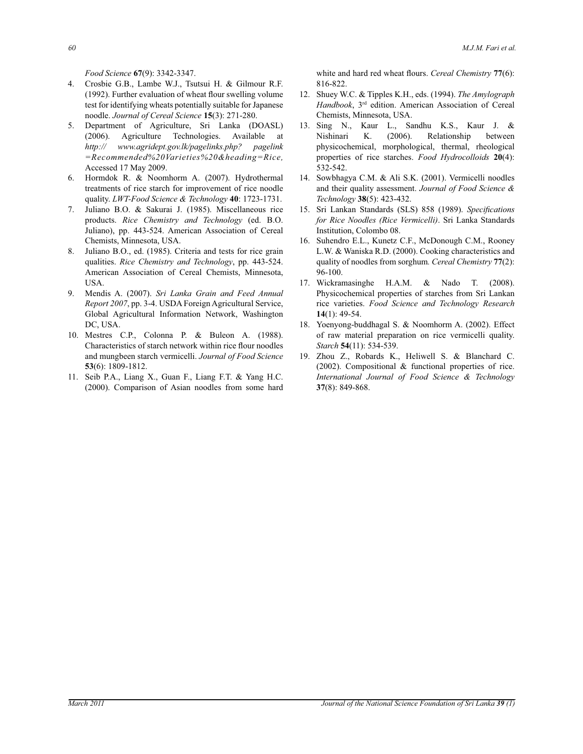*Food Science* **67**(9): 3342-3347.

4. Crosbie G.B., Lambe W.J., Tsutsui H. & Gilmour R.F. (1992). Further evaluation of wheat flour swelling volume test for identifying wheats potentially suitable for Japanese noodle. *Journal of Cereal Science* **15**(3): 271-280.
5. Department of Agriculture, Sri Lanka (DOASL) (2006). Agriculture Technologies. Available at *http:// www.agridept.gov.lk/pagelinks.php? pagelink =Recommended%20Varieties%20&heading=Rice,* Accessed 17 May 2009.
6. Hormdok R. & Noomhorm A. (2007). Hydrothermal treatments of rice starch for improvement of rice noodle quality. *LWT-Food Science & Technology* **40**: 1723-1731.
7. Juliano B.O. & Sakurai J. (1985). Miscellaneous rice products. *Rice Chemistry and Technology* (ed. B.O. Juliano), pp. 443-524. American Association of Cereal Chemists, Minnesota, USA.
8. Juliano B.O., ed. (1985). Criteria and tests for rice grain qualities. *Rice Chemistry and Technology*, pp. 443-524. American Association of Cereal Chemists, Minnesota, USA.
9. Mendis A. (2007). *Sri Lanka Grain and Feed Annual Report 2007*, pp. 3-4. USDA Foreign Agricultural Service, Global Agricultural Information Network, Washington DC, USA.
10. Mestres C.P., Colonna P. & Buleon A. (1988). Characteristics of starch network within rice flour noodles and mungbeen starch vermicelli. *Journal of Food Science* **53**(6): 1809-1812.
11. Seib P.A., Liang X., Guan F., Liang F.T. & Yang H.C. (2000). Comparison of Asian noodles from some hard white and hard red wheat flours. *Cereal Chemistry* **77**(6): 816-822.
12. Shuey W.C. & Tipples K.H., eds. (1994). *The Amylograph Handbook*, 3rd edition. American Association of Cereal Chemists, Minnesota, USA.
13. Sing N., Kaur L., Sandhu K.S., Kaur J. & Nishinari K. (2006). Relationship between physicochemical, morphological, thermal, rheological properties of rice starches. *Food Hydrocolloids* **20**(4): 532-542.
14. Sowbhagya C.M. & Ali S.K. (2001). Vermicelli noodles and their quality assessment. *Journal of Food Science & Technology* **38**(5): 423-432.
15. Sri Lankan Standards (SLS) 858 (1989). *Specifications for Rice Noodles (Rice Vermicelli)*. Sri Lanka Standards Institution, Colombo 08.
16. Suhendro E.L., Kunetz C.F., McDonough C.M., Rooney L.W. & Waniska R.D. (2000). Cooking characteristics and quality of noodles from sorghum. *Cereal Chemistry* **77**(2): 96-100.
17. Wickramasinghe H.A.M. & Nado T. (2008). Physicochemical properties of starches from Sri Lankan rice varieties. *Food Science and Technology Research* **14**(1): 49-54.
18. Yoenyong-buddhagal S. & Noomhorm A. (2002). Effect of raw material preparation on rice vermicelli quality. *Starch* **54**(11): 534-539.
19. Zhou Z., Robards K., Heliwell S. & Blanchard C. (2002). Compositional & functional properties of rice. *International Journal of Food Science & Technology* **37**(8): 849-868.